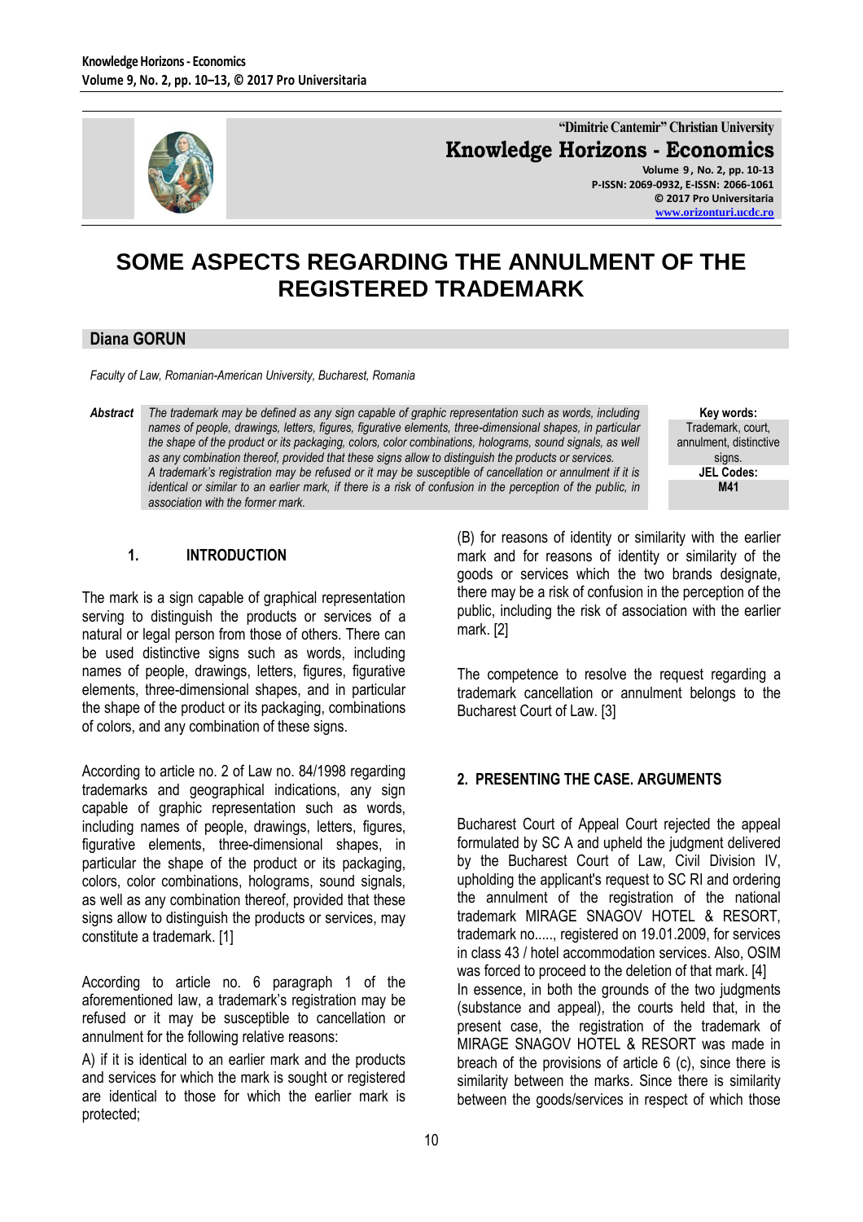# SOME ASPECTS REGARDING THE ANNULMENT OF THE REGISTERED TRADEMARK

**Diana GORUN**

*Faculty of Law, Romanian-American University, Bucharest, Romania*

***Abstract*** *The trademark may be defined as any sign capable of graphic representation such as words, including names of people, drawings, letters, figures, figurative elements, three-dimensional shapes, in particular the shape of the product or its packaging, colors, color combinations, holograms, sound signals, as well as any combination thereof, provided that these signs allow to distinguish the products or services.*
*A trademark's registration may be refused or it may be susceptible of cancellation or annulment if it is identical or similar to an earlier mark, if there is a risk of confusion in the perception of the public, in association with the former mark.*

**Key words:** Trademark, court, annulment, distinctive signs.

**JEL Codes:** M41

## 1. INTRODUCTION

The mark is a sign capable of graphical representation serving to distinguish the products or services of a natural or legal person from those of others. There can be used distinctive signs such as words, including names of people, drawings, letters, figures, figurative elements, three-dimensional shapes, and in particular the shape of the product or its packaging, combinations of colors, and any combination of these signs.

According to article no. 2 of Law no. 84/1998 regarding trademarks and geographical indications, any sign capable of graphic representation such as words, including names of people, drawings, letters, figures, figurative elements, three-dimensional shapes, in particular the shape of the product or its packaging, colors, color combinations, holograms, sound signals, as well as any combination thereof, provided that these signs allow to distinguish the products or services, may constitute a trademark. [1]

According to article no. 6 paragraph 1 of the aforementioned law, a trademark's registration may be refused or it may be susceptible to cancellation or annulment for the following relative reasons:

A) if it is identical to an earlier mark and the products and services for which the mark is sought or registered are identical to those for which the earlier mark is protected;

(B) for reasons of identity or similarity with the earlier mark and for reasons of identity or similarity of the goods or services which the two brands designate, there may be a risk of confusion in the perception of the public, including the risk of association with the earlier mark. [2]

The competence to resolve the request regarding a trademark cancellation or annulment belongs to the Bucharest Court of Law. [3]

## 2. PRESENTING THE CASE. ARGUMENTS

Bucharest Court of Appeal Court rejected the appeal formulated by SC A and upheld the judgment delivered by the Bucharest Court of Law, Civil Division IV, upholding the applicant's request to SC RI and ordering the annulment of the registration of the national trademark MIRAGE SNAGOV HOTEL & RESORT, trademark no....., registered on 19.01.2009, for services in class 43 / hotel accommodation services. Also, OSIM was forced to proceed to the deletion of that mark. [4]

In essence, in both the grounds of the two judgments (substance and appeal), the courts held that, in the present case, the registration of the trademark of MIRAGE SNAGOV HOTEL & RESORT was made in breach of the provisions of article 6 (c), since there is similarity between the marks. Since there is similarity between the goods/services in respect of which those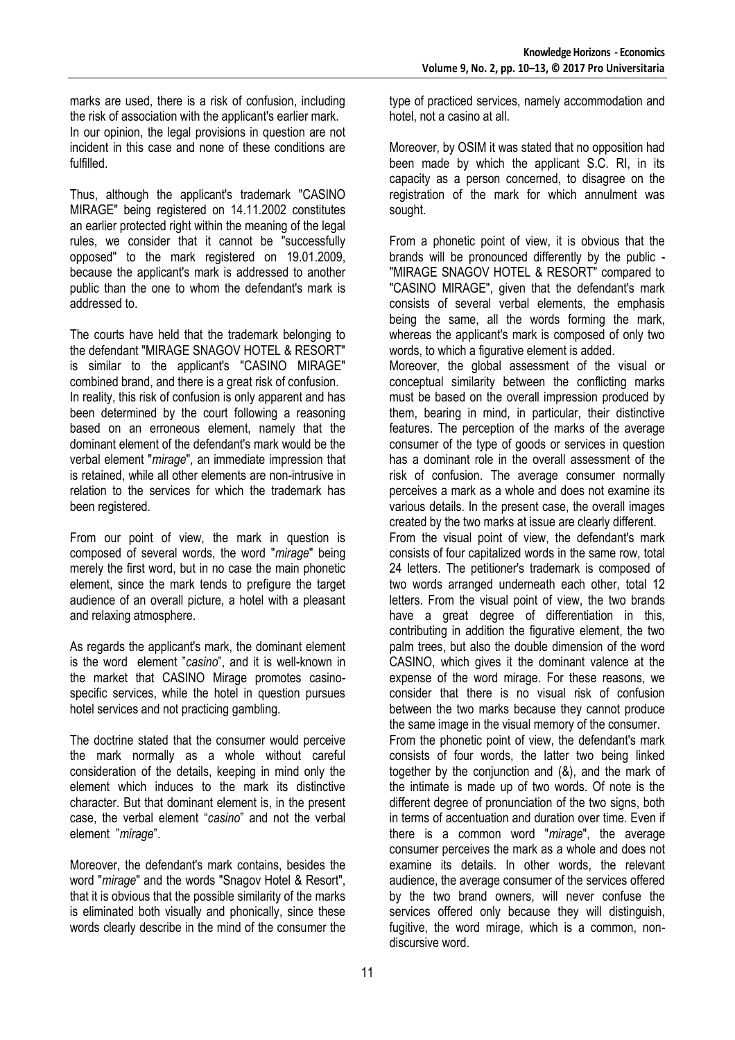marks are used, there is a risk of confusion, including the risk of association with the applicant's earlier mark. In our opinion, the legal provisions in question are not incident in this case and none of these conditions are fulfilled.

Thus, although the applicant's trademark "CASINO MIRAGE" being registered on 14.11.2002 constitutes an earlier protected right within the meaning of the legal rules, we consider that it cannot be "successfully opposed" to the mark registered on 19.01.2009, because the applicant's mark is addressed to another public than the one to whom the defendant's mark is addressed to.

The courts have held that the trademark belonging to the defendant "MIRAGE SNAGOV HOTEL & RESORT" is similar to the applicant's "CASINO MIRAGE" combined brand, and there is a great risk of confusion. In reality, this risk of confusion is only apparent and has been determined by the court following a reasoning based on an erroneous element, namely that the dominant element of the defendant's mark would be the verbal element "*mirage*", an immediate impression that is retained, while all other elements are non-intrusive in relation to the services for which the trademark has been registered.

From our point of view, the mark in question is composed of several words, the word "*mirage*" being merely the first word, but in no case the main phonetic element, since the mark tends to prefigure the target audience of an overall picture, a hotel with a pleasant and relaxing atmosphere.

As regards the applicant's mark, the dominant element is the word element "*casino*", and it is well-known in the market that CASINO Mirage promotes casino-specific services, while the hotel in question pursues hotel services and not practicing gambling.

The doctrine stated that the consumer would perceive the mark normally as a whole without careful consideration of the details, keeping in mind only the element which induces to the mark its distinctive character. But that dominant element is, in the present case, the verbal element "*casino*" and not the verbal element "*mirage*".

Moreover, the defendant's mark contains, besides the word "*mirage*" and the words "Snagov Hotel & Resort", that it is obvious that the possible similarity of the marks is eliminated both visually and phonically, since these words clearly describe in the mind of the consumer the type of practiced services, namely accommodation and hotel, not a casino at all.

Moreover, by OSIM it was stated that no opposition had been made by which the applicant S.C. RI, in its capacity as a person concerned, to disagree on the registration of the mark for which annulment was sought.

From a phonetic point of view, it is obvious that the brands will be pronounced differently by the public - "MIRAGE SNAGOV HOTEL & RESORT" compared to "CASINO MIRAGE", given that the defendant's mark consists of several verbal elements, the emphasis being the same, all the words forming the mark, whereas the applicant's mark is composed of only two words, to which a figurative element is added.

Moreover, the global assessment of the visual or conceptual similarity between the conflicting marks must be based on the overall impression produced by them, bearing in mind, in particular, their distinctive features. The perception of the marks of the average consumer of the type of goods or services in question has a dominant role in the overall assessment of the risk of confusion. The average consumer normally perceives a mark as a whole and does not examine its various details. In the present case, the overall images created by the two marks at issue are clearly different.

From the visual point of view, the defendant's mark consists of four capitalized words in the same row, total 24 letters. The petitioner's trademark is composed of two words arranged underneath each other, total 12 letters. From the visual point of view, the two brands have a great degree of differentiation in this, contributing in addition the figurative element, the two palm trees, but also the double dimension of the word CASINO, which gives it the dominant valence at the expense of the word mirage. For these reasons, we consider that there is no visual risk of confusion between the two marks because they cannot produce the same image in the visual memory of the consumer.

From the phonetic point of view, the defendant's mark consists of four words, the latter two being linked together by the conjunction and (&), and the mark of the intimate is made up of two words. Of note is the different degree of pronunciation of the two signs, both in terms of accentuation and duration over time. Even if there is a common word "*mirage*", the average consumer perceives the mark as a whole and does not examine its details. In other words, the relevant audience, the average consumer of the services offered by the two brand owners, will never confuse the services offered only because they will distinguish, fugitive, the word mirage, which is a common, non-discursive word.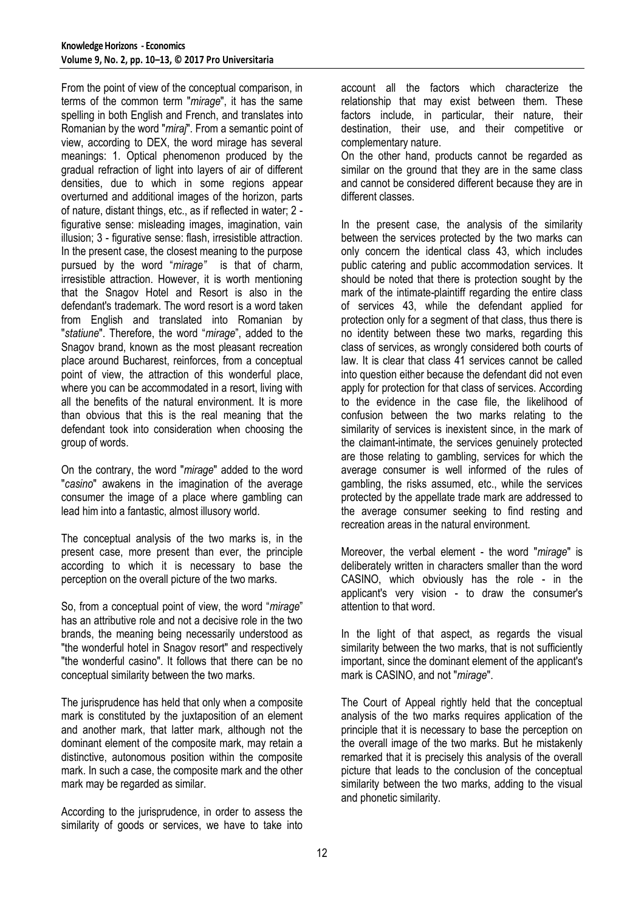From the point of view of the conceptual comparison, in terms of the common term "*mirage*", it has the same spelling in both English and French, and translates into Romanian by the word "*miraj*". From a semantic point of view, according to DEX, the word mirage has several meanings: 1. Optical phenomenon produced by the gradual refraction of light into layers of air of different densities, due to which in some regions appear overturned and additional images of the horizon, parts of nature, distant things, etc., as if reflected in water; 2 - figurative sense: misleading images, imagination, vain illusion; 3 - figurative sense: flash, irresistible attraction. In the present case, the closest meaning to the purpose pursued by the word "*mirage*" is that of charm, irresistible attraction. However, it is worth mentioning that the Snagov Hotel and Resort is also in the defendant's trademark. The word resort is a word taken from English and translated into Romanian by "*statiune*". Therefore, the word "*mirage*", added to the Snagov brand, known as the most pleasant recreation place around Bucharest, reinforces, from a conceptual point of view, the attraction of this wonderful place, where you can be accommodated in a resort, living with all the benefits of the natural environment. It is more than obvious that this is the real meaning that the defendant took into consideration when choosing the group of words.

On the contrary, the word "*mirage*" added to the word "*casino*" awakens in the imagination of the average consumer the image of a place where gambling can lead him into a fantastic, almost illusory world.

The conceptual analysis of the two marks is, in the present case, more present than ever, the principle according to which it is necessary to base the perception on the overall picture of the two marks.

So, from a conceptual point of view, the word "*mirage*" has an attributive role and not a decisive role in the two brands, the meaning being necessarily understood as "the wonderful hotel in Snagov resort" and respectively "the wonderful casino". It follows that there can be no conceptual similarity between the two marks.

The jurisprudence has held that only when a composite mark is constituted by the juxtaposition of an element and another mark, that latter mark, although not the dominant element of the composite mark, may retain a distinctive, autonomous position within the composite mark. In such a case, the composite mark and the other mark may be regarded as similar.

According to the jurisprudence, in order to assess the similarity of goods or services, we have to take into account all the factors which characterize the relationship that may exist between them. These factors include, in particular, their nature, their destination, their use, and their competitive or complementary nature.

On the other hand, products cannot be regarded as similar on the ground that they are in the same class and cannot be considered different because they are in different classes.

In the present case, the analysis of the similarity between the services protected by the two marks can only concern the identical class 43, which includes public catering and public accommodation services. It should be noted that there is protection sought by the mark of the intimate-plaintiff regarding the entire class of services 43, while the defendant applied for protection only for a segment of that class, thus there is no identity between these two marks, regarding this class of services, as wrongly considered both courts of law. It is clear that class 41 services cannot be called into question either because the defendant did not even apply for protection for that class of services. According to the evidence in the case file, the likelihood of confusion between the two marks relating to the similarity of services is inexistent since, in the mark of the claimant-intimate, the services genuinely protected are those relating to gambling, services for which the average consumer is well informed of the rules of gambling, the risks assumed, etc., while the services protected by the appellate trade mark are addressed to the average consumer seeking to find resting and recreation areas in the natural environment.

Moreover, the verbal element - the word "*mirage*" is deliberately written in characters smaller than the word CASINO, which obviously has the role - in the applicant's very vision - to draw the consumer's attention to that word.

In the light of that aspect, as regards the visual similarity between the two marks, that is not sufficiently important, since the dominant element of the applicant's mark is CASINO, and not "*mirage*".

The Court of Appeal rightly held that the conceptual analysis of the two marks requires application of the principle that it is necessary to base the perception on the overall image of the two marks. But he mistakenly remarked that it is precisely this analysis of the overall picture that leads to the conclusion of the conceptual similarity between the two marks, adding to the visual and phonetic similarity.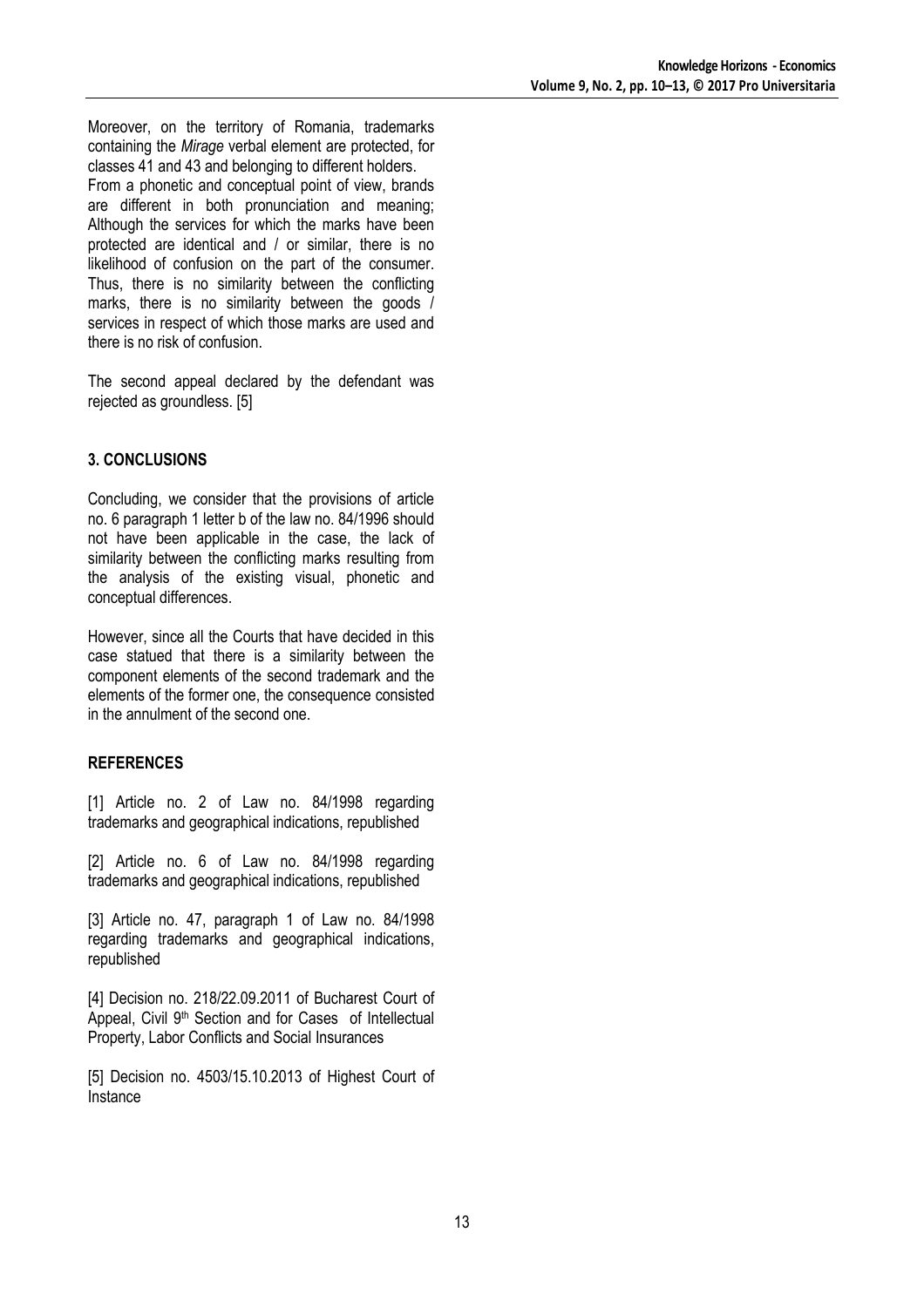Moreover, on the territory of Romania, trademarks containing the *Mirage* verbal element are protected, for classes 41 and 43 and belonging to different holders.
From a phonetic and conceptual point of view, brands are different in both pronunciation and meaning; Although the services for which the marks have been protected are identical and / or similar, there is no likelihood of confusion on the part of the consumer. Thus, there is no similarity between the conflicting marks, there is no similarity between the goods / services in respect of which those marks are used and there is no risk of confusion.

The second appeal declared by the defendant was rejected as groundless. [5]

## 3. CONCLUSIONS

Concluding, we consider that the provisions of article no. 6 paragraph 1 letter b of the law no. 84/1996 should not have been applicable in the case, the lack of similarity between the conflicting marks resulting from the analysis of the existing visual, phonetic and conceptual differences.

However, since all the Courts that have decided in this case statued that there is a similarity between the component elements of the second trademark and the elements of the former one, the consequence consisted in the annulment of the second one.

## REFERENCES

[1] Article no. 2 of Law no. 84/1998 regarding trademarks and geographical indications, republished

[2] Article no. 6 of Law no. 84/1998 regarding trademarks and geographical indications, republished

[3] Article no. 47, paragraph 1 of Law no. 84/1998 regarding trademarks and geographical indications, republished

[4] Decision no. 218/22.09.2011 of Bucharest Court of Appeal, Civil 9th Section and for Cases of Intellectual Property, Labor Conflicts and Social Insurances

[5] Decision no. 4503/15.10.2013 of Highest Court of Instance